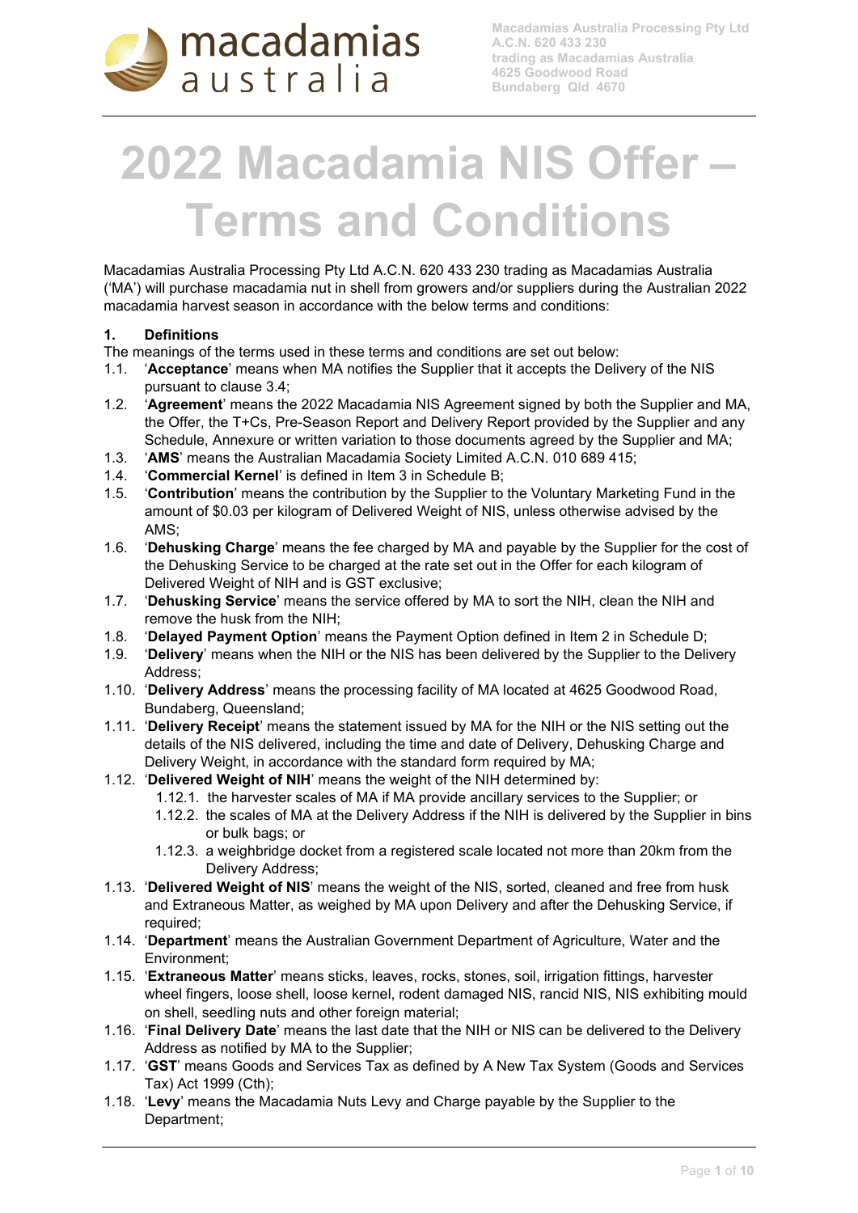Macadamias Australia Processing Pty Ltd
A.C.N. 620 433 230
trading as Macadamias Australia
4625 Goodwood Road
Bundaberg Qld 4670

# 2022 Macadamia NIS Offer – Terms and Conditions

Macadamias Australia Processing Pty Ltd A.C.N. 620 433 230 trading as Macadamias Australia ('MA') will purchase macadamia nut in shell from growers and/or suppliers during the Australian 2022 macadamia harvest season in accordance with the below terms and conditions:

**1. Definitions**

The meanings of the terms used in these terms and conditions are set out below:

1.1. '**Acceptance**' means when MA notifies the Supplier that it accepts the Delivery of the NIS pursuant to clause 3.4;

1.2. '**Agreement**' means the 2022 Macadamia NIS Agreement signed by both the Supplier and MA, the Offer, the T+Cs, Pre-Season Report and Delivery Report provided by the Supplier and any Schedule, Annexure or written variation to those documents agreed by the Supplier and MA;

1.3. '**AMS**' means the Australian Macadamia Society Limited A.C.N. 010 689 415;

1.4. '**Commercial Kernel**' is defined in Item 3 in Schedule B;

1.5. '**Contribution**' means the contribution by the Supplier to the Voluntary Marketing Fund in the amount of $0.03 per kilogram of Delivered Weight of NIS, unless otherwise advised by the AMS;

1.6. '**Dehusking Charge**' means the fee charged by MA and payable by the Supplier for the cost of the Dehusking Service to be charged at the rate set out in the Offer for each kilogram of Delivered Weight of NIH and is GST exclusive;

1.7. '**Dehusking Service**' means the service offered by MA to sort the NIH, clean the NIH and remove the husk from the NIH;

1.8. '**Delayed Payment Option**' means the Payment Option defined in Item 2 in Schedule D;

1.9. '**Delivery**' means when the NIH or the NIS has been delivered by the Supplier to the Delivery Address;

1.10. '**Delivery Address**' means the processing facility of MA located at 4625 Goodwood Road, Bundaberg, Queensland;

1.11. '**Delivery Receipt**' means the statement issued by MA for the NIH or the NIS setting out the details of the NIS delivered, including the time and date of Delivery, Dehusking Charge and Delivery Weight, in accordance with the standard form required by MA;

1.12. '**Delivered Weight of NIH**' means the weight of the NIH determined by:

1.12.1. the harvester scales of MA if MA provide ancillary services to the Supplier; or

1.12.2. the scales of MA at the Delivery Address if the NIH is delivered by the Supplier in bins or bulk bags; or

1.12.3. a weighbridge docket from a registered scale located not more than 20km from the Delivery Address;

1.13. '**Delivered Weight of NIS**' means the weight of the NIS, sorted, cleaned and free from husk and Extraneous Matter, as weighed by MA upon Delivery and after the Dehusking Service, if required;

1.14. '**Department**' means the Australian Government Department of Agriculture, Water and the Environment;

1.15. '**Extraneous Matter**' means sticks, leaves, rocks, stones, soil, irrigation fittings, harvester wheel fingers, loose shell, loose kernel, rodent damaged NIS, rancid NIS, NIS exhibiting mould on shell, seedling nuts and other foreign material;

1.16. '**Final Delivery Date**' means the last date that the NIH or NIS can be delivered to the Delivery Address as notified by MA to the Supplier;

1.17. '**GST**' means Goods and Services Tax as defined by A New Tax System (Goods and Services Tax) Act 1999 (Cth);

1.18. '**Levy**' means the Macadamia Nuts Levy and Charge payable by the Supplier to the Department;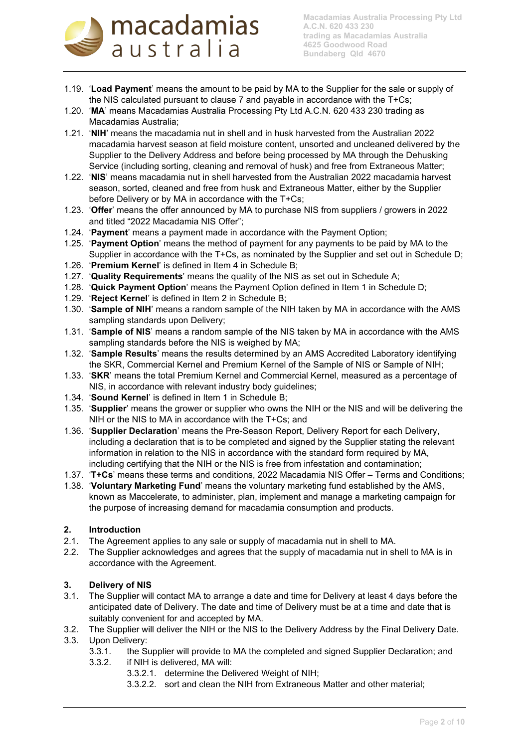1.19. '**Load Payment**' means the amount to be paid by MA to the Supplier for the sale or supply of the NIS calculated pursuant to clause 7 and payable in accordance with the T+Cs;

1.20. '**MA**' means Macadamias Australia Processing Pty Ltd A.C.N. 620 433 230 trading as Macadamias Australia;

1.21. '**NIH**' means the macadamia nut in shell and in husk harvested from the Australian 2022 macadamia harvest season at field moisture content, unsorted and uncleaned delivered by the Supplier to the Delivery Address and before being processed by MA through the Dehusking Service (including sorting, cleaning and removal of husk) and free from Extraneous Matter;

1.22. '**NIS**' means macadamia nut in shell harvested from the Australian 2022 macadamia harvest season, sorted, cleaned and free from husk and Extraneous Matter, either by the Supplier before Delivery or by MA in accordance with the T+Cs;

1.23. '**Offer**' means the offer announced by MA to purchase NIS from suppliers / growers in 2022 and titled "2022 Macadamia NIS Offer";

1.24. '**Payment**' means a payment made in accordance with the Payment Option;

1.25. '**Payment Option**' means the method of payment for any payments to be paid by MA to the Supplier in accordance with the T+Cs, as nominated by the Supplier and set out in Schedule D;

1.26. '**Premium Kernel**' is defined in Item 4 in Schedule B;

1.27. '**Quality Requirements**' means the quality of the NIS as set out in Schedule A;

1.28. '**Quick Payment Option**' means the Payment Option defined in Item 1 in Schedule D;

1.29. '**Reject Kernel**' is defined in Item 2 in Schedule B;

1.30. '**Sample of NIH**' means a random sample of the NIH taken by MA in accordance with the AMS sampling standards upon Delivery;

1.31. '**Sample of NIS**' means a random sample of the NIS taken by MA in accordance with the AMS sampling standards before the NIS is weighed by MA;

1.32. '**Sample Results**' means the results determined by an AMS Accredited Laboratory identifying the SKR, Commercial Kernel and Premium Kernel of the Sample of NIS or Sample of NIH;

1.33. '**SKR**' means the total Premium Kernel and Commercial Kernel, measured as a percentage of NIS, in accordance with relevant industry body guidelines;

1.34. '**Sound Kernel**' is defined in Item 1 in Schedule B;

1.35. '**Supplier**' means the grower or supplier who owns the NIH or the NIS and will be delivering the NIH or the NIS to MA in accordance with the T+Cs; and

1.36. '**Supplier Declaration**' means the Pre-Season Report, Delivery Report for each Delivery, including a declaration that is to be completed and signed by the Supplier stating the relevant information in relation to the NIS in accordance with the standard form required by MA, including certifying that the NIH or the NIS is free from infestation and contamination;

1.37. '**T+Cs**' means these terms and conditions, 2022 Macadamia NIS Offer – Terms and Conditions;

1.38. '**Voluntary Marketing Fund**' means the voluntary marketing fund established by the AMS, known as Maccelerate, to administer, plan, implement and manage a marketing campaign for the purpose of increasing demand for macadamia consumption and products.

## 2. Introduction

2.1. The Agreement applies to any sale or supply of macadamia nut in shell to MA.

2.2. The Supplier acknowledges and agrees that the supply of macadamia nut in shell to MA is in accordance with the Agreement.

## 3. Delivery of NIS

3.1. The Supplier will contact MA to arrange a date and time for Delivery at least 4 days before the anticipated date of Delivery. The date and time of Delivery must be at a time and date that is suitably convenient for and accepted by MA.

3.2. The Supplier will deliver the NIH or the NIS to the Delivery Address by the Final Delivery Date.

3.3. Upon Delivery:

- 3.3.1. the Supplier will provide to MA the completed and signed Supplier Declaration; and
- 3.3.2. if NIH is delivered, MA will:
  - 3.3.2.1. determine the Delivered Weight of NIH;
  - 3.3.2.2. sort and clean the NIH from Extraneous Matter and other material;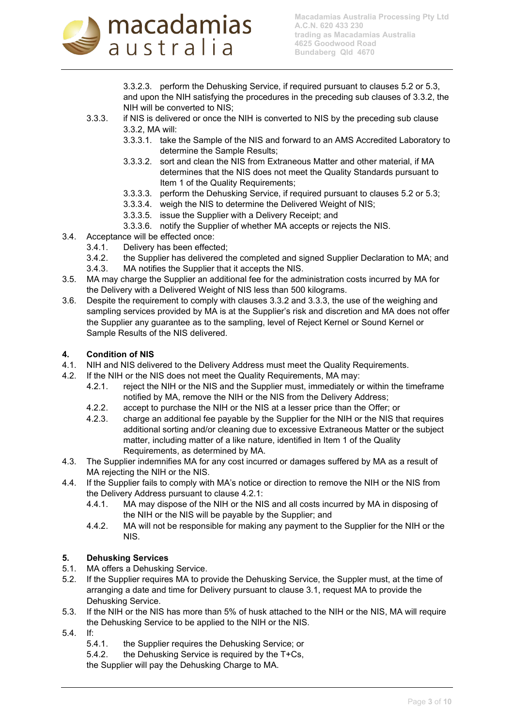3.3.2.3. perform the Dehusking Service, if required pursuant to clauses 5.2 or 5.3, and upon the NIH satisfying the procedures in the preceding sub clauses of 3.3.2, the NIH will be converted to NIS;

3.3.3. if NIS is delivered or once the NIH is converted to NIS by the preceding sub clause 3.3.2, MA will:

3.3.3.1. take the Sample of the NIS and forward to an AMS Accredited Laboratory to determine the Sample Results;

3.3.3.2. sort and clean the NIS from Extraneous Matter and other material, if MA determines that the NIS does not meet the Quality Standards pursuant to Item 1 of the Quality Requirements;

3.3.3.3. perform the Dehusking Service, if required pursuant to clauses 5.2 or 5.3;

3.3.3.4. weigh the NIS to determine the Delivered Weight of NIS;

3.3.3.5. issue the Supplier with a Delivery Receipt; and

3.3.3.6. notify the Supplier of whether MA accepts or rejects the NIS.

3.4. Acceptance will be effected once:

3.4.1. Delivery has been effected;

3.4.2. the Supplier has delivered the completed and signed Supplier Declaration to MA; and

3.4.3. MA notifies the Supplier that it accepts the NIS.

3.5. MA may charge the Supplier an additional fee for the administration costs incurred by MA for the Delivery with a Delivered Weight of NIS less than 500 kilograms.

3.6. Despite the requirement to comply with clauses 3.3.2 and 3.3.3, the use of the weighing and sampling services provided by MA is at the Supplier's risk and discretion and MA does not offer the Supplier any guarantee as to the sampling, level of Reject Kernel or Sound Kernel or Sample Results of the NIS delivered.

## 4. Condition of NIS

4.1. NIH and NIS delivered to the Delivery Address must meet the Quality Requirements.

4.2. If the NIH or the NIS does not meet the Quality Requirements, MA may:

4.2.1. reject the NIH or the NIS and the Supplier must, immediately or within the timeframe notified by MA, remove the NIH or the NIS from the Delivery Address;

4.2.2. accept to purchase the NIH or the NIS at a lesser price than the Offer; or

4.2.3. charge an additional fee payable by the Supplier for the NIH or the NIS that requires additional sorting and/or cleaning due to excessive Extraneous Matter or the subject matter, including matter of a like nature, identified in Item 1 of the Quality Requirements, as determined by MA.

4.3. The Supplier indemnifies MA for any cost incurred or damages suffered by MA as a result of MA rejecting the NIH or the NIS.

4.4. If the Supplier fails to comply with MA's notice or direction to remove the NIH or the NIS from the Delivery Address pursuant to clause 4.2.1:

4.4.1. MA may dispose of the NIH or the NIS and all costs incurred by MA in disposing of the NIH or the NIS will be payable by the Supplier; and

4.4.2. MA will not be responsible for making any payment to the Supplier for the NIH or the NIS.

## 5. Dehusking Services

5.1. MA offers a Dehusking Service.

5.2. If the Supplier requires MA to provide the Dehusking Service, the Suppler must, at the time of arranging a date and time for Delivery pursuant to clause 3.1, request MA to provide the Dehusking Service.

5.3. If the NIH or the NIS has more than 5% of husk attached to the NIH or the NIS, MA will require the Dehusking Service to be applied to the NIH or the NIS.

5.4. If:

5.4.1. the Supplier requires the Dehusking Service; or

5.4.2. the Dehusking Service is required by the T+Cs,

the Supplier will pay the Dehusking Charge to MA.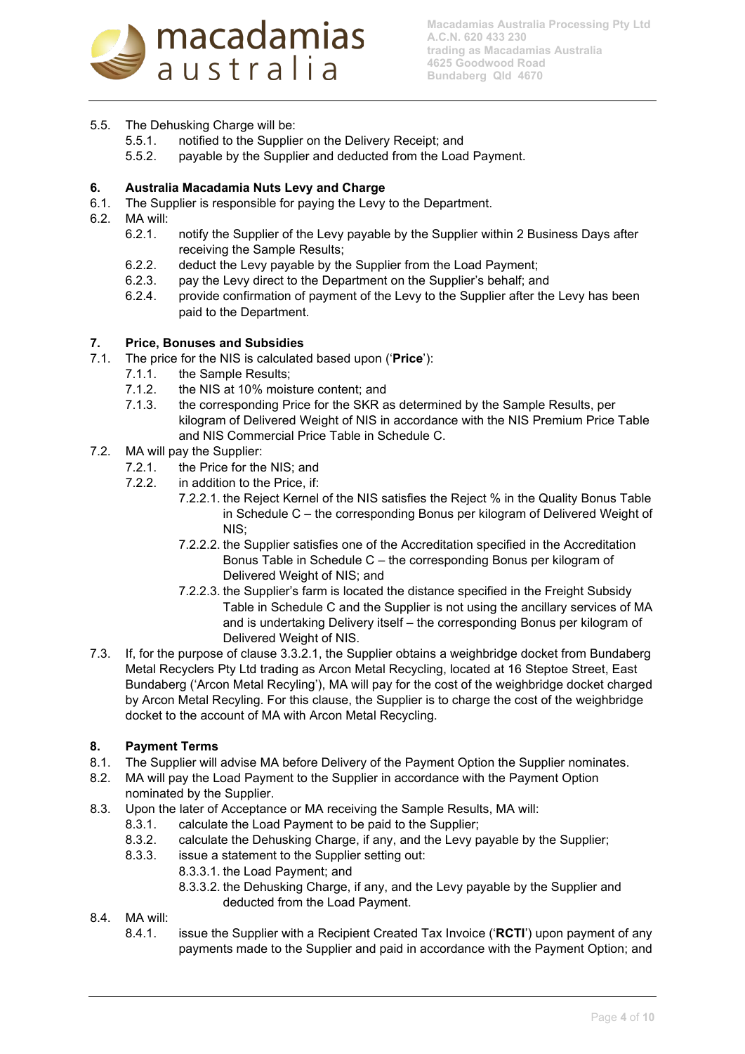5.5. The Dehusking Charge will be:

  5.5.1. notified to the Supplier on the Delivery Receipt; and

  5.5.2. payable by the Supplier and deducted from the Load Payment.

## 6. Australia Macadamia Nuts Levy and Charge

6.1. The Supplier is responsible for paying the Levy to the Department.

6.2. MA will:

  6.2.1. notify the Supplier of the Levy payable by the Supplier within 2 Business Days after receiving the Sample Results;

  6.2.2. deduct the Levy payable by the Supplier from the Load Payment;

  6.2.3. pay the Levy direct to the Department on the Supplier's behalf; and

  6.2.4. provide confirmation of payment of the Levy to the Supplier after the Levy has been paid to the Department.

## 7. Price, Bonuses and Subsidies

7.1. The price for the NIS is calculated based upon ('**Price**'):

  7.1.1. the Sample Results;

  7.1.2. the NIS at 10% moisture content; and

  7.1.3. the corresponding Price for the SKR as determined by the Sample Results, per kilogram of Delivered Weight of NIS in accordance with the NIS Premium Price Table and NIS Commercial Price Table in Schedule C.

7.2. MA will pay the Supplier:

  7.2.1. the Price for the NIS; and

  7.2.2. in addition to the Price, if:

    7.2.2.1. the Reject Kernel of the NIS satisfies the Reject % in the Quality Bonus Table in Schedule C – the corresponding Bonus per kilogram of Delivered Weight of NIS;

    7.2.2.2. the Supplier satisfies one of the Accreditation specified in the Accreditation Bonus Table in Schedule C – the corresponding Bonus per kilogram of Delivered Weight of NIS; and

    7.2.2.3. the Supplier's farm is located the distance specified in the Freight Subsidy Table in Schedule C and the Supplier is not using the ancillary services of MA and is undertaking Delivery itself – the corresponding Bonus per kilogram of Delivered Weight of NIS.

7.3. If, for the purpose of clause 3.3.2.1, the Supplier obtains a weighbridge docket from Bundaberg Metal Recyclers Pty Ltd trading as Arcon Metal Recycling, located at 16 Steptoe Street, East Bundaberg ('Arcon Metal Recyling'), MA will pay for the cost of the weighbridge docket charged by Arcon Metal Recyling. For this clause, the Supplier is to charge the cost of the weighbridge docket to the account of MA with Arcon Metal Recycling.

## 8. Payment Terms

8.1. The Supplier will advise MA before Delivery of the Payment Option the Supplier nominates.

8.2. MA will pay the Load Payment to the Supplier in accordance with the Payment Option nominated by the Supplier.

8.3. Upon the later of Acceptance or MA receiving the Sample Results, MA will:

  8.3.1. calculate the Load Payment to be paid to the Supplier;

  8.3.2. calculate the Dehusking Charge, if any, and the Levy payable by the Supplier;

  8.3.3. issue a statement to the Supplier setting out:

    8.3.3.1. the Load Payment; and

    8.3.3.2. the Dehusking Charge, if any, and the Levy payable by the Supplier and deducted from the Load Payment.

8.4. MA will:

  8.4.1. issue the Supplier with a Recipient Created Tax Invoice ('**RCTI**') upon payment of any payments made to the Supplier and paid in accordance with the Payment Option; and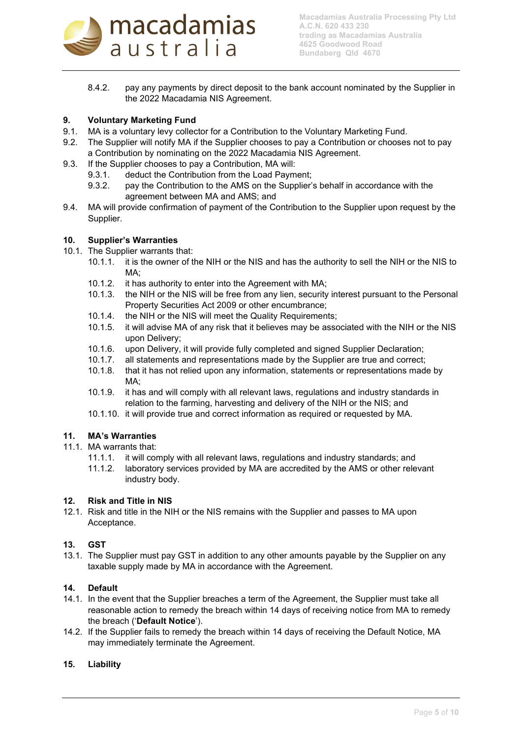8.4.2. pay any payments by direct deposit to the bank account nominated by the Supplier in the 2022 Macadamia NIS Agreement.

## 9. Voluntary Marketing Fund

9.1. MA is a voluntary levy collector for a Contribution to the Voluntary Marketing Fund.

9.2. The Supplier will notify MA if the Supplier chooses to pay a Contribution or chooses not to pay a Contribution by nominating on the 2022 Macadamia NIS Agreement.

9.3. If the Supplier chooses to pay a Contribution, MA will:

9.3.1. deduct the Contribution from the Load Payment;

9.3.2. pay the Contribution to the AMS on the Supplier's behalf in accordance with the agreement between MA and AMS; and

9.4. MA will provide confirmation of payment of the Contribution to the Supplier upon request by the Supplier.

## 10. Supplier's Warranties

10.1. The Supplier warrants that:

10.1.1. it is the owner of the NIH or the NIS and has the authority to sell the NIH or the NIS to MA;

10.1.2. it has authority to enter into the Agreement with MA;

10.1.3. the NIH or the NIS will be free from any lien, security interest pursuant to the Personal Property Securities Act 2009 or other encumbrance;

10.1.4. the NIH or the NIS will meet the Quality Requirements;

10.1.5. it will advise MA of any risk that it believes may be associated with the NIH or the NIS upon Delivery;

10.1.6. upon Delivery, it will provide fully completed and signed Supplier Declaration;

10.1.7. all statements and representations made by the Supplier are true and correct;

10.1.8. that it has not relied upon any information, statements or representations made by MA;

10.1.9. it has and will comply with all relevant laws, regulations and industry standards in relation to the farming, harvesting and delivery of the NIH or the NIS; and

10.1.10. it will provide true and correct information as required or requested by MA.

## 11. MA's Warranties

11.1. MA warrants that:

11.1.1. it will comply with all relevant laws, regulations and industry standards; and

11.1.2. laboratory services provided by MA are accredited by the AMS or other relevant industry body.

## 12. Risk and Title in NIS

12.1. Risk and title in the NIH or the NIS remains with the Supplier and passes to MA upon Acceptance.

## 13. GST

13.1. The Supplier must pay GST in addition to any other amounts payable by the Supplier on any taxable supply made by MA in accordance with the Agreement.

## 14. Default

14.1. In the event that the Supplier breaches a term of the Agreement, the Supplier must take all reasonable action to remedy the breach within 14 days of receiving notice from MA to remedy the breach ('**Default Notice**').

14.2. If the Supplier fails to remedy the breach within 14 days of receiving the Default Notice, MA may immediately terminate the Agreement.

## 15. Liability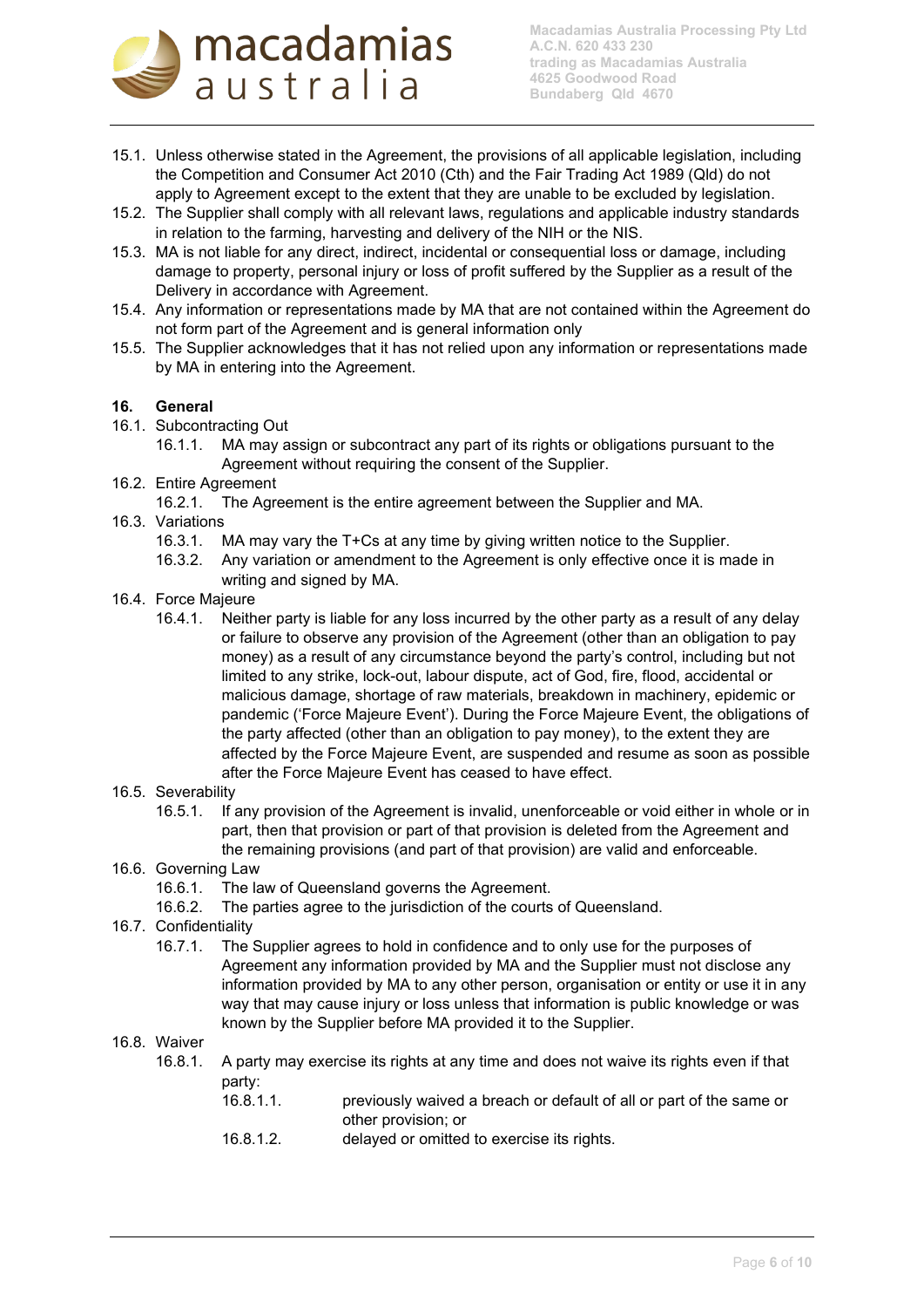15.1. Unless otherwise stated in the Agreement, the provisions of all applicable legislation, including the Competition and Consumer Act 2010 (Cth) and the Fair Trading Act 1989 (Qld) do not apply to Agreement except to the extent that they are unable to be excluded by legislation.

15.2. The Supplier shall comply with all relevant laws, regulations and applicable industry standards in relation to the farming, harvesting and delivery of the NIH or the NIS.

15.3. MA is not liable for any direct, indirect, incidental or consequential loss or damage, including damage to property, personal injury or loss of profit suffered by the Supplier as a result of the Delivery in accordance with Agreement.

15.4. Any information or representations made by MA that are not contained within the Agreement do not form part of the Agreement and is general information only

15.5. The Supplier acknowledges that it has not relied upon any information or representations made by MA in entering into the Agreement.

**16. General**

16.1. Subcontracting Out

16.1.1. MA may assign or subcontract any part of its rights or obligations pursuant to the Agreement without requiring the consent of the Supplier.

16.2. Entire Agreement

16.2.1. The Agreement is the entire agreement between the Supplier and MA.

16.3. Variations

16.3.1. MA may vary the T+Cs at any time by giving written notice to the Supplier.

16.3.2. Any variation or amendment to the Agreement is only effective once it is made in writing and signed by MA.

16.4. Force Majeure

16.4.1. Neither party is liable for any loss incurred by the other party as a result of any delay or failure to observe any provision of the Agreement (other than an obligation to pay money) as a result of any circumstance beyond the party's control, including but not limited to any strike, lock-out, labour dispute, act of God, fire, flood, accidental or malicious damage, shortage of raw materials, breakdown in machinery, epidemic or pandemic ('Force Majeure Event'). During the Force Majeure Event, the obligations of the party affected (other than an obligation to pay money), to the extent they are affected by the Force Majeure Event, are suspended and resume as soon as possible after the Force Majeure Event has ceased to have effect.

16.5. Severability

16.5.1. If any provision of the Agreement is invalid, unenforceable or void either in whole or in part, then that provision or part of that provision is deleted from the Agreement and the remaining provisions (and part of that provision) are valid and enforceable.

16.6. Governing Law

16.6.1. The law of Queensland governs the Agreement.

16.6.2. The parties agree to the jurisdiction of the courts of Queensland.

16.7. Confidentiality

16.7.1. The Supplier agrees to hold in confidence and to only use for the purposes of Agreement any information provided by MA and the Supplier must not disclose any information provided by MA to any other person, organisation or entity or use it in any way that may cause injury or loss unless that information is public knowledge or was known by the Supplier before MA provided it to the Supplier.

16.8. Waiver

16.8.1. A party may exercise its rights at any time and does not waive its rights even if that party:

16.8.1.1. previously waived a breach or default of all or part of the same or other provision; or

16.8.1.2. delayed or omitted to exercise its rights.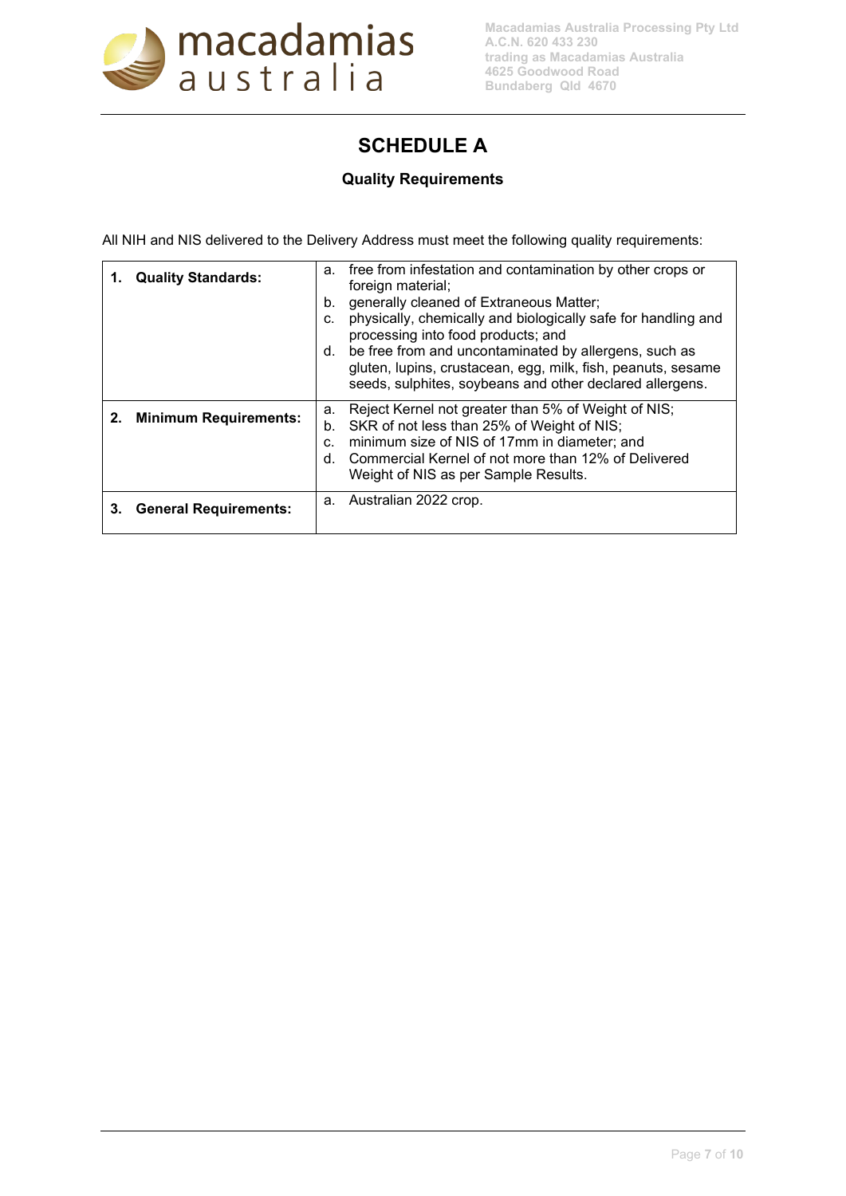# SCHEDULE A

## Quality Requirements

All NIH and NIS delivered to the Delivery Address must meet the following quality requirements:

| | |
|---|---|
| **1. Quality Standards:** | a. free from infestation and contamination by other crops or foreign material;<br>b. generally cleaned of Extraneous Matter;<br>c. physically, chemically and biologically safe for handling and processing into food products; and<br>d. be free from and uncontaminated by allergens, such as gluten, lupins, crustacean, egg, milk, fish, peanuts, sesame seeds, sulphites, soybeans and other declared allergens. |
| **2. Minimum Requirements:** | a. Reject Kernel not greater than 5% of Weight of NIS;<br>b. SKR of not less than 25% of Weight of NIS;<br>c. minimum size of NIS of 17mm in diameter; and<br>d. Commercial Kernel of not more than 12% of Delivered Weight of NIS as per Sample Results. |
| **3. General Requirements:** | a. Australian 2022 crop. |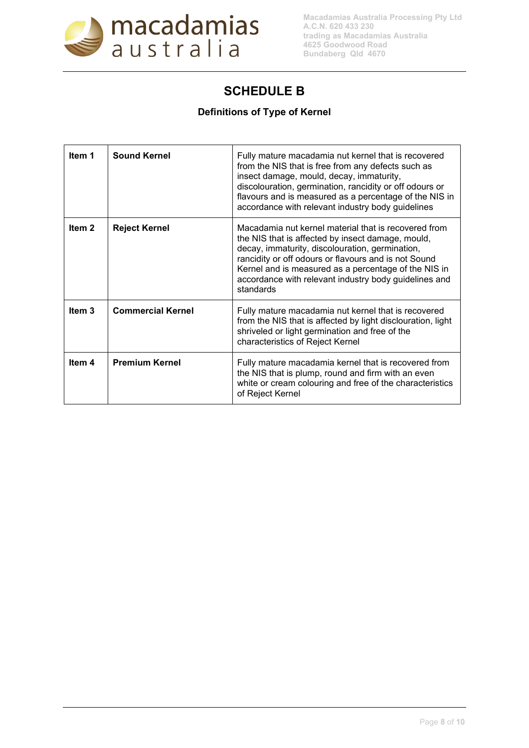# SCHEDULE B

### Definitions of Type of Kernel

| | | |
|---|---|---|
| **Item 1** | **Sound Kernel** | Fully mature macadamia nut kernel that is recovered from the NIS that is free from any defects such as insect damage, mould, decay, immaturity, discolouration, germination, rancidity or off odours or flavours and is measured as a percentage of the NIS in accordance with relevant industry body guidelines |
| **Item 2** | **Reject Kernel** | Macadamia nut kernel material that is recovered from the NIS that is affected by insect damage, mould, decay, immaturity, discolouration, germination, rancidity or off odours or flavours and is not Sound Kernel and is measured as a percentage of the NIS in accordance with relevant industry body guidelines and standards |
| **Item 3** | **Commercial Kernel** | Fully mature macadamia nut kernel that is recovered from the NIS that is affected by light disclouration, light shriveled or light germination and free of the characteristics of Reject Kernel |
| **Item 4** | **Premium Kernel** | Fully mature macadamia kernel that is recovered from the NIS that is plump, round and firm with an even white or cream colouring and free of the characteristics of Reject Kernel |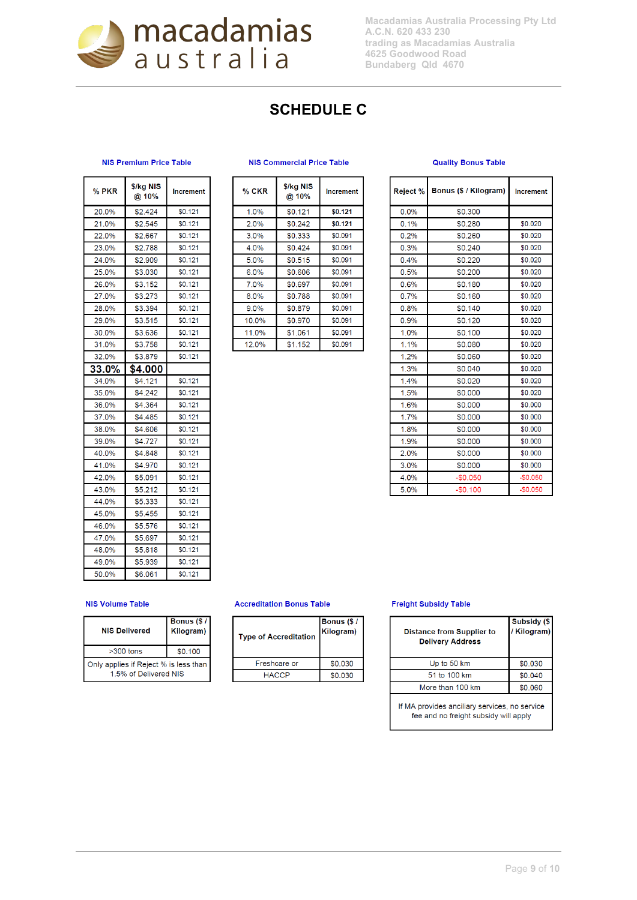macadamias australia

Macadamias Australia Processing Pty Ltd
A.C.N. 620 433 230
trading as Macadamias Australia
4625 Goodwood Road
Bundaberg Qld 4670

# SCHEDULE C

### NIS Premium Price Table

| % PKR | $/kg NIS @ 10% | Increment |
|---|---|---|
| 20.0% | $2.424 | $0.121 |
| 21.0% | $2.545 | $0.121 |
| 22.0% | $2.667 | $0.121 |
| 23.0% | $2.788 | $0.121 |
| 24.0% | $2.909 | $0.121 |
| 25.0% | $3.030 | $0.121 |
| 26.0% | $3.152 | $0.121 |
| 27.0% | $3.273 | $0.121 |
| 28.0% | $3.394 | $0.121 |
| 29.0% | $3.515 | $0.121 |
| 30.0% | $3.636 | $0.121 |
| 31.0% | $3.758 | $0.121 |
| 32.0% | $3.879 | $0.121 |
| **33.0%** | **$4.000** | |
| 34.0% | $4.121 | $0.121 |
| 35.0% | $4.242 | $0.121 |
| 36.0% | $4.364 | $0.121 |
| 37.0% | $4.485 | $0.121 |
| 38.0% | $4.606 | $0.121 |
| 39.0% | $4.727 | $0.121 |
| 40.0% | $4.848 | $0.121 |
| 41.0% | $4.970 | $0.121 |
| 42.0% | $5.091 | $0.121 |
| 43.0% | $5.212 | $0.121 |
| 44.0% | $5.333 | $0.121 |
| 45.0% | $5.455 | $0.121 |
| 46.0% | $5.576 | $0.121 |
| 47.0% | $5.697 | $0.121 |
| 48.0% | $5.818 | $0.121 |
| 49.0% | $5.939 | $0.121 |
| 50.0% | $6.061 | $0.121 |

### NIS Commercial Price Table

| % CKR | $/kg NIS @ 10% | Increment |
|---|---|---|
| 1.0% | $0.121 | $0.121 |
| 2.0% | $0.242 | $0.121 |
| 3.0% | $0.333 | $0.091 |
| 4.0% | $0.424 | $0.091 |
| 5.0% | $0.515 | $0.091 |
| 6.0% | $0.606 | $0.091 |
| 7.0% | $0.697 | $0.091 |
| 8.0% | $0.788 | $0.091 |
| 9.0% | $0.879 | $0.091 |
| 10.0% | $0.970 | $0.091 |
| 11.0% | $1.061 | $0.091 |
| 12.0% | $1.152 | $0.091 |

### Quality Bonus Table

| Reject % | Bonus ($ / Kilogram) | Increment |
|---|---|---|
| 0.0% | $0.300 | |
| 0.1% | $0.280 | $0.020 |
| 0.2% | $0.260 | $0.020 |
| 0.3% | $0.240 | $0.020 |
| 0.4% | $0.220 | $0.020 |
| 0.5% | $0.200 | $0.020 |
| 0.6% | $0.180 | $0.020 |
| 0.7% | $0.160 | $0.020 |
| 0.8% | $0.140 | $0.020 |
| 0.9% | $0.120 | $0.020 |
| 1.0% | $0.100 | $0.020 |
| 1.1% | $0.080 | $0.020 |
| 1.2% | $0.060 | $0.020 |
| 1.3% | $0.040 | $0.020 |
| 1.4% | $0.020 | $0.020 |
| 1.5% | $0.000 | $0.020 |
| 1.6% | $0.000 | $0.000 |
| 1.7% | $0.000 | $0.000 |
| 1.8% | $0.000 | $0.000 |
| 1.9% | $0.000 | $0.000 |
| 2.0% | $0.000 | $0.000 |
| 3.0% | $0.000 | $0.000 |
| 4.0% | -$0.050 | -$0.050 |
| 5.0% | -$0.100 | -$0.050 |

### NIS Volume Table

| NIS Delivered | Bonus ($ / Kilogram) |
|---|---|
| >300 tons | $0.100 |
| Only applies if Reject % is less than 1.5% of Delivered NIS | |

### Accreditation Bonus Table

| Type of Accreditation | Bonus ($ / Kilogram) |
|---|---|
| Freshcare or | $0.030 |
| HACCP | $0.030 |

### Freight Subsidy Table

| Distance from Supplier to Delivery Address | Subsidy ($ / Kilogram) |
|---|---|
| Up to 50 km | $0.030 |
| 51 to 100 km | $0.040 |
| More than 100 km | $0.060 |
| If MA provides ancillary services, no service fee and no freight subsidy will apply | |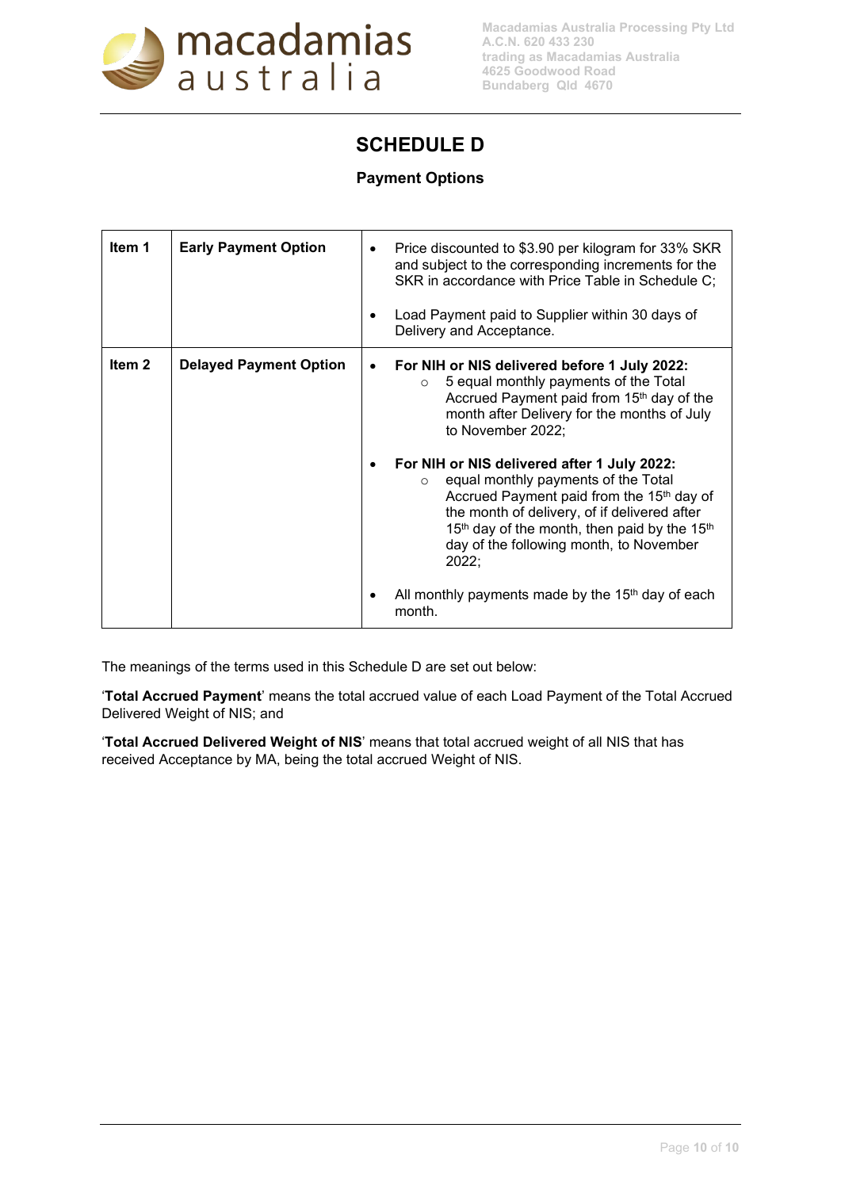# SCHEDULE D

## Payment Options

| | | |
|---|---|---|
| **Item 1** | **Early Payment Option** | • Price discounted to $3.90 per kilogram for 33% SKR and subject to the corresponding increments for the SKR in accordance with Price Table in Schedule C;<br><br>• Load Payment paid to Supplier within 30 days of Delivery and Acceptance. |
| **Item 2** | **Delayed Payment Option** | • **For NIH or NIS delivered before 1 July 2022:**<br>&nbsp;&nbsp;&nbsp;&nbsp;○ 5 equal monthly payments of the Total Accrued Payment paid from 15th day of the month after Delivery for the months of July to November 2022;<br><br>• **For NIH or NIS delivered after 1 July 2022:**<br>&nbsp;&nbsp;&nbsp;&nbsp;○ equal monthly payments of the Total Accrued Payment paid from the 15th day of the month of delivery, of if delivered after 15th day of the month, then paid by the 15th day of the following month, to November 2022;<br><br>• All monthly payments made by the 15th day of each month. |

The meanings of the terms used in this Schedule D are set out below:

'**Total Accrued Payment**' means the total accrued value of each Load Payment of the Total Accrued Delivered Weight of NIS; and

'**Total Accrued Delivered Weight of NIS**' means that total accrued weight of all NIS that has received Acceptance by MA, being the total accrued Weight of NIS.